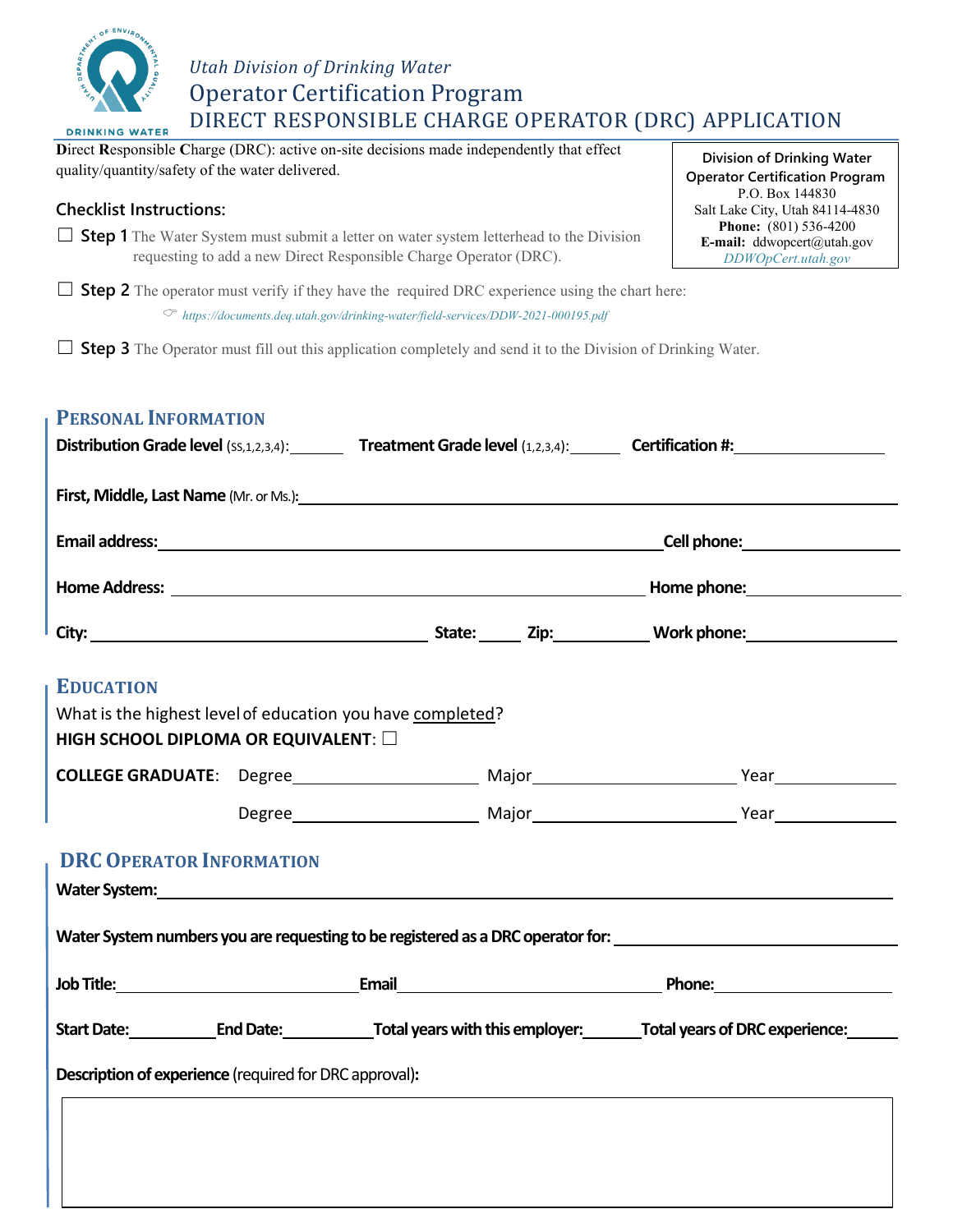*Utah Division of Drinking Water*

# Operator Certification Program

## DIRECT RESPONSIBLE CHARGE OPERATOR (DRC) APPLICATION

**D**irect **R**esponsible **C**harge (DRC): active on-site decisions made independently that effect quality/quantity/safety of the water delivered.

**Division of Drinking Water**
**Operator Certification Program**
P.O. Box 144830
Salt Lake City, Utah 84114-4830
**Phone:** (801) 536-4200
**E-mail:** ddwopcert@utah.gov
*DDWOpCert.utah.gov*

### Checklist Instructions:

☐ **Step 1** The Water System must submit a letter on water system letterhead to the Division requesting to add a new Direct Responsible Charge Operator (DRC).

☐ **Step 2** The operator must verify if they have the required DRC experience using the chart here:
☞ *https://documents.deq.utah.gov/drinking-water/field-services/DDW-2021-000195.pdf*

☐ **Step 3** The Operator must fill out this application completely and send it to the Division of Drinking Water.

## PERSONAL INFORMATION

**Distribution Grade level** (SS,1,2,3,4):\_\_\_\_\_\_ **Treatment Grade level** (1,2,3,4):\_\_\_\_\_\_ **Certification #:**\_\_\_\_\_\_\_\_\_\_\_\_\_\_

**First, Middle, Last Name** (Mr. or Ms.):\_\_\_\_\_\_\_\_\_\_\_\_\_\_\_\_\_\_\_\_\_\_\_\_\_\_\_\_\_\_\_\_\_\_\_\_\_\_\_\_

**Email address:**\_\_\_\_\_\_\_\_\_\_\_\_\_\_\_\_\_\_\_\_\_\_\_\_\_\_\_\_\_\_\_\_ **Cell phone:**\_\_\_\_\_\_\_\_\_\_\_\_\_\_

**Home Address:** \_\_\_\_\_\_\_\_\_\_\_\_\_\_\_\_\_\_\_\_\_\_\_\_\_\_\_\_\_\_\_\_ **Home phone:**\_\_\_\_\_\_\_\_\_\_\_\_\_\_

**City:** \_\_\_\_\_\_\_\_\_\_\_\_\_\_\_\_\_\_\_\_ **State:** \_\_\_\_ **Zip:**\_\_\_\_\_\_\_\_ **Work phone:**\_\_\_\_\_\_\_\_\_\_\_\_\_\_

## EDUCATION

What is the highest level of education you have completed?

**HIGH SCHOOL DIPLOMA OR EQUIVALENT**: ☐

**COLLEGE GRADUATE**: Degree\_\_\_\_\_\_\_\_\_\_\_\_\_\_ Major\_\_\_\_\_\_\_\_\_\_\_\_\_\_ Year\_\_\_\_\_\_\_\_

Degree\_\_\_\_\_\_\_\_\_\_\_\_\_\_ Major\_\_\_\_\_\_\_\_\_\_\_\_\_\_ Year\_\_\_\_\_\_\_\_

## DRC OPERATOR INFORMATION

**Water System:**\_\_\_\_\_\_\_\_\_\_\_\_\_\_\_\_\_\_\_\_\_\_\_\_\_\_\_\_\_\_\_\_\_\_\_\_\_\_\_\_\_\_\_\_

**Water System numbers you are requesting to be registered as a DRC operator for:** \_\_\_\_\_\_\_\_\_\_\_\_\_\_\_\_\_\_\_\_

**Job Title:**\_\_\_\_\_\_\_\_\_\_\_\_\_\_\_\_ **Email**\_\_\_\_\_\_\_\_\_\_\_\_\_\_\_\_\_\_ **Phone:**\_\_\_\_\_\_\_\_\_\_\_\_\_\_

**Start Date:**\_\_\_\_\_\_\_ **End Date:**\_\_\_\_\_\_\_ **Total years with this employer:**\_\_\_\_\_ **Total years of DRC experience:**\_\_\_\_\_

**Description of experience** (required for DRC approval)**:**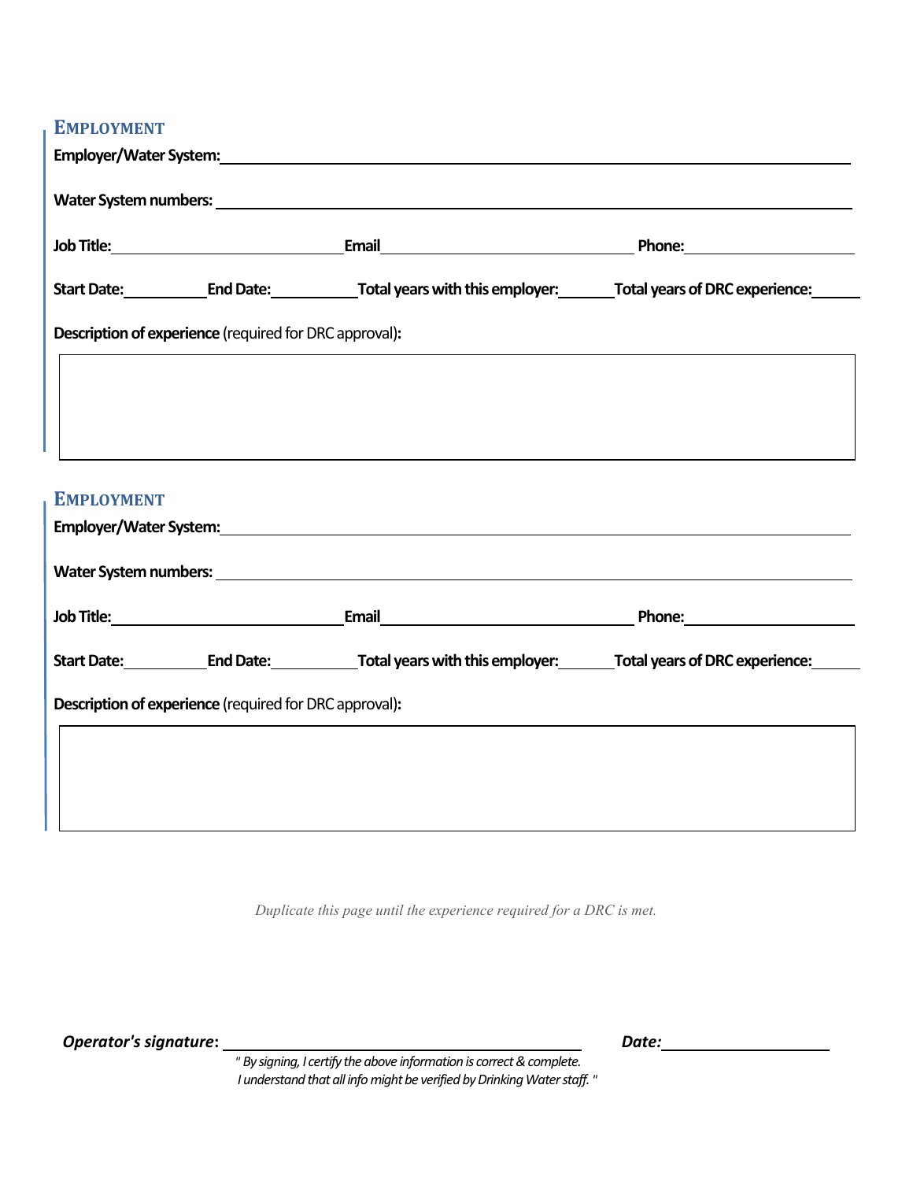## EMPLOYMENT

**Employer/Water System:** ______________________________________________

**Water System numbers:** ______________________________________________

**Job Title:** ____________________ **Email** ____________________ **Phone:** ________________

**Start Date:** ________ **End Date:** ________ **Total years with this employer:** ______ **Total years of DRC experience:** ______

**Description of experience** (required for DRC approval)**:**

|  |
| --- |
|  |

## EMPLOYMENT

**Employer/Water System:** ______________________________________________

**Water System numbers:** ______________________________________________

**Job Title:** ____________________ **Email** ____________________ **Phone:** ________________

**Start Date:** ________ **End Date:** ________ **Total years with this employer:** ______ **Total years of DRC experience:** ______

**Description of experience** (required for DRC approval)**:**

|  |
| --- |
|  |

*Duplicate this page until the experience required for a DRC is met.*

***Operator's signature*:** ______________________________ ***Date:*** ________________

*" By signing, I certify the above information is correct & complete.*
*I understand that all info might be verified by Drinking Water staff. "*